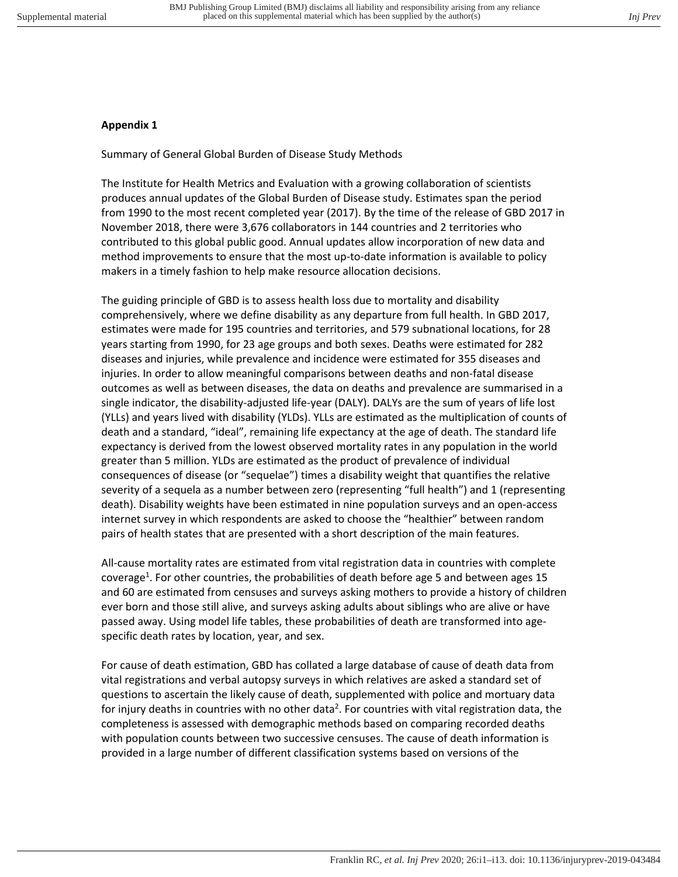## Appendix 1

Summary of General Global Burden of Disease Study Methods

The Institute for Health Metrics and Evaluation with a growing collaboration of scientists produces annual updates of the Global Burden of Disease study. Estimates span the period from 1990 to the most recent completed year (2017). By the time of the release of GBD 2017 in November 2018, there were 3,676 collaborators in 144 countries and 2 territories who contributed to this global public good. Annual updates allow incorporation of new data and method improvements to ensure that the most up-to-date information is available to policy makers in a timely fashion to help make resource allocation decisions.

The guiding principle of GBD is to assess health loss due to mortality and disability comprehensively, where we define disability as any departure from full health. In GBD 2017, estimates were made for 195 countries and territories, and 579 subnational locations, for 28 years starting from 1990, for 23 age groups and both sexes. Deaths were estimated for 282 diseases and injuries, while prevalence and incidence were estimated for 355 diseases and injuries. In order to allow meaningful comparisons between deaths and non-fatal disease outcomes as well as between diseases, the data on deaths and prevalence are summarised in a single indicator, the disability-adjusted life-year (DALY). DALYs are the sum of years of life lost (YLLs) and years lived with disability (YLDs). YLLs are estimated as the multiplication of counts of death and a standard, "ideal", remaining life expectancy at the age of death. The standard life expectancy is derived from the lowest observed mortality rates in any population in the world greater than 5 million. YLDs are estimated as the product of prevalence of individual consequences of disease (or "sequelae") times a disability weight that quantifies the relative severity of a sequela as a number between zero (representing "full health") and 1 (representing death). Disability weights have been estimated in nine population surveys and an open-access internet survey in which respondents are asked to choose the "healthier" between random pairs of health states that are presented with a short description of the main features.

All-cause mortality rates are estimated from vital registration data in countries with complete coverage[1]. For other countries, the probabilities of death before age 5 and between ages 15 and 60 are estimated from censuses and surveys asking mothers to provide a history of children ever born and those still alive, and surveys asking adults about siblings who are alive or have passed away. Using model life tables, these probabilities of death are transformed into age-specific death rates by location, year, and sex.

For cause of death estimation, GBD has collated a large database of cause of death data from vital registrations and verbal autopsy surveys in which relatives are asked a standard set of questions to ascertain the likely cause of death, supplemented with police and mortuary data for injury deaths in countries with no other data[2]. For countries with vital registration data, the completeness is assessed with demographic methods based on comparing recorded deaths with population counts between two successive censuses. The cause of death information is provided in a large number of different classification systems based on versions of the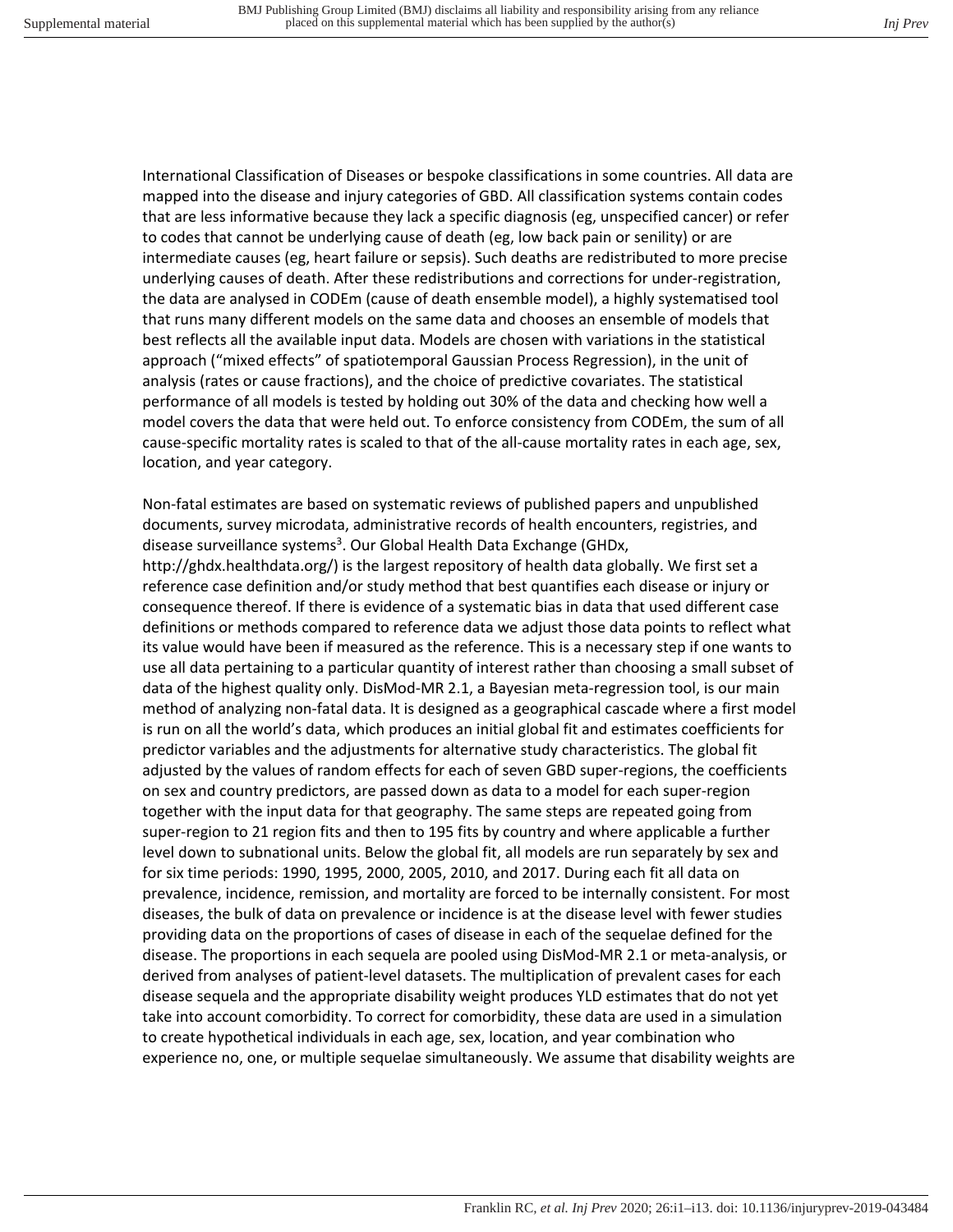International Classification of Diseases or bespoke classifications in some countries. All data are mapped into the disease and injury categories of GBD. All classification systems contain codes that are less informative because they lack a specific diagnosis (eg, unspecified cancer) or refer to codes that cannot be underlying cause of death (eg, low back pain or senility) or are intermediate causes (eg, heart failure or sepsis). Such deaths are redistributed to more precise underlying causes of death. After these redistributions and corrections for under-registration, the data are analysed in CODEm (cause of death ensemble model), a highly systematised tool that runs many different models on the same data and chooses an ensemble of models that best reflects all the available input data. Models are chosen with variations in the statistical approach ("mixed effects" of spatiotemporal Gaussian Process Regression), in the unit of analysis (rates or cause fractions), and the choice of predictive covariates. The statistical performance of all models is tested by holding out 30% of the data and checking how well a model covers the data that were held out. To enforce consistency from CODEm, the sum of all cause-specific mortality rates is scaled to that of the all-cause mortality rates in each age, sex, location, and year category.

Non-fatal estimates are based on systematic reviews of published papers and unpublished documents, survey microdata, administrative records of health encounters, registries, and disease surveillance systems[3]. Our Global Health Data Exchange (GHDx, http://ghdx.healthdata.org/) is the largest repository of health data globally. We first set a reference case definition and/or study method that best quantifies each disease or injury or consequence thereof. If there is evidence of a systematic bias in data that used different case definitions or methods compared to reference data we adjust those data points to reflect what its value would have been if measured as the reference. This is a necessary step if one wants to use all data pertaining to a particular quantity of interest rather than choosing a small subset of data of the highest quality only. DisMod-MR 2.1, a Bayesian meta-regression tool, is our main method of analyzing non-fatal data. It is designed as a geographical cascade where a first model is run on all the world's data, which produces an initial global fit and estimates coefficients for predictor variables and the adjustments for alternative study characteristics. The global fit adjusted by the values of random effects for each of seven GBD super-regions, the coefficients on sex and country predictors, are passed down as data to a model for each super-region together with the input data for that geography. The same steps are repeated going from super-region to 21 region fits and then to 195 fits by country and where applicable a further level down to subnational units. Below the global fit, all models are run separately by sex and for six time periods: 1990, 1995, 2000, 2005, 2010, and 2017. During each fit all data on prevalence, incidence, remission, and mortality are forced to be internally consistent. For most diseases, the bulk of data on prevalence or incidence is at the disease level with fewer studies providing data on the proportions of cases of disease in each of the sequelae defined for the disease. The proportions in each sequela are pooled using DisMod-MR 2.1 or meta-analysis, or derived from analyses of patient-level datasets. The multiplication of prevalent cases for each disease sequela and the appropriate disability weight produces YLD estimates that do not yet take into account comorbidity. To correct for comorbidity, these data are used in a simulation to create hypothetical individuals in each age, sex, location, and year combination who experience no, one, or multiple sequelae simultaneously. We assume that disability weights are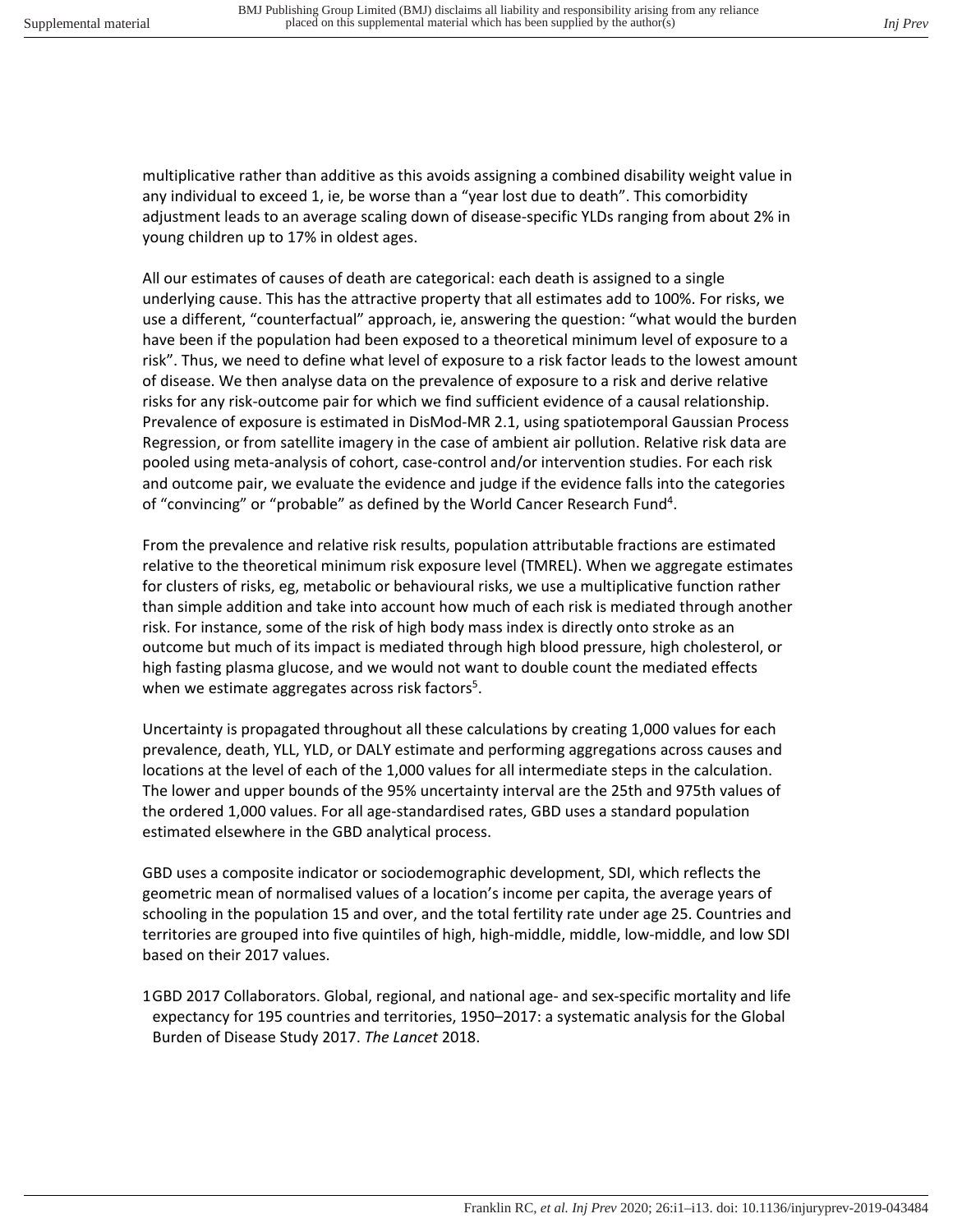multiplicative rather than additive as this avoids assigning a combined disability weight value in any individual to exceed 1, ie, be worse than a "year lost due to death". This comorbidity adjustment leads to an average scaling down of disease-specific YLDs ranging from about 2% in young children up to 17% in oldest ages.

All our estimates of causes of death are categorical: each death is assigned to a single underlying cause. This has the attractive property that all estimates add to 100%. For risks, we use a different, "counterfactual" approach, ie, answering the question: "what would the burden have been if the population had been exposed to a theoretical minimum level of exposure to a risk". Thus, we need to define what level of exposure to a risk factor leads to the lowest amount of disease. We then analyse data on the prevalence of exposure to a risk and derive relative risks for any risk-outcome pair for which we find sufficient evidence of a causal relationship. Prevalence of exposure is estimated in DisMod-MR 2.1, using spatiotemporal Gaussian Process Regression, or from satellite imagery in the case of ambient air pollution. Relative risk data are pooled using meta-analysis of cohort, case-control and/or intervention studies. For each risk and outcome pair, we evaluate the evidence and judge if the evidence falls into the categories of "convincing" or "probable" as defined by the World Cancer Research Fund[4].

From the prevalence and relative risk results, population attributable fractions are estimated relative to the theoretical minimum risk exposure level (TMREL). When we aggregate estimates for clusters of risks, eg, metabolic or behavioural risks, we use a multiplicative function rather than simple addition and take into account how much of each risk is mediated through another risk. For instance, some of the risk of high body mass index is directly onto stroke as an outcome but much of its impact is mediated through high blood pressure, high cholesterol, or high fasting plasma glucose, and we would not want to double count the mediated effects when we estimate aggregates across risk factors[5].

Uncertainty is propagated throughout all these calculations by creating 1,000 values for each prevalence, death, YLL, YLD, or DALY estimate and performing aggregations across causes and locations at the level of each of the 1,000 values for all intermediate steps in the calculation. The lower and upper bounds of the 95% uncertainty interval are the 25th and 975th values of the ordered 1,000 values. For all age-standardised rates, GBD uses a standard population estimated elsewhere in the GBD analytical process.

GBD uses a composite indicator or sociodemographic development, SDI, which reflects the geometric mean of normalised values of a location's income per capita, the average years of schooling in the population 15 and over, and the total fertility rate under age 25. Countries and territories are grouped into five quintiles of high, high-middle, middle, low-middle, and low SDI based on their 2017 values.

1 GBD 2017 Collaborators. Global, regional, and national age- and sex-specific mortality and life expectancy for 195 countries and territories, 1950–2017: a systematic analysis for the Global Burden of Disease Study 2017. *The Lancet* 2018.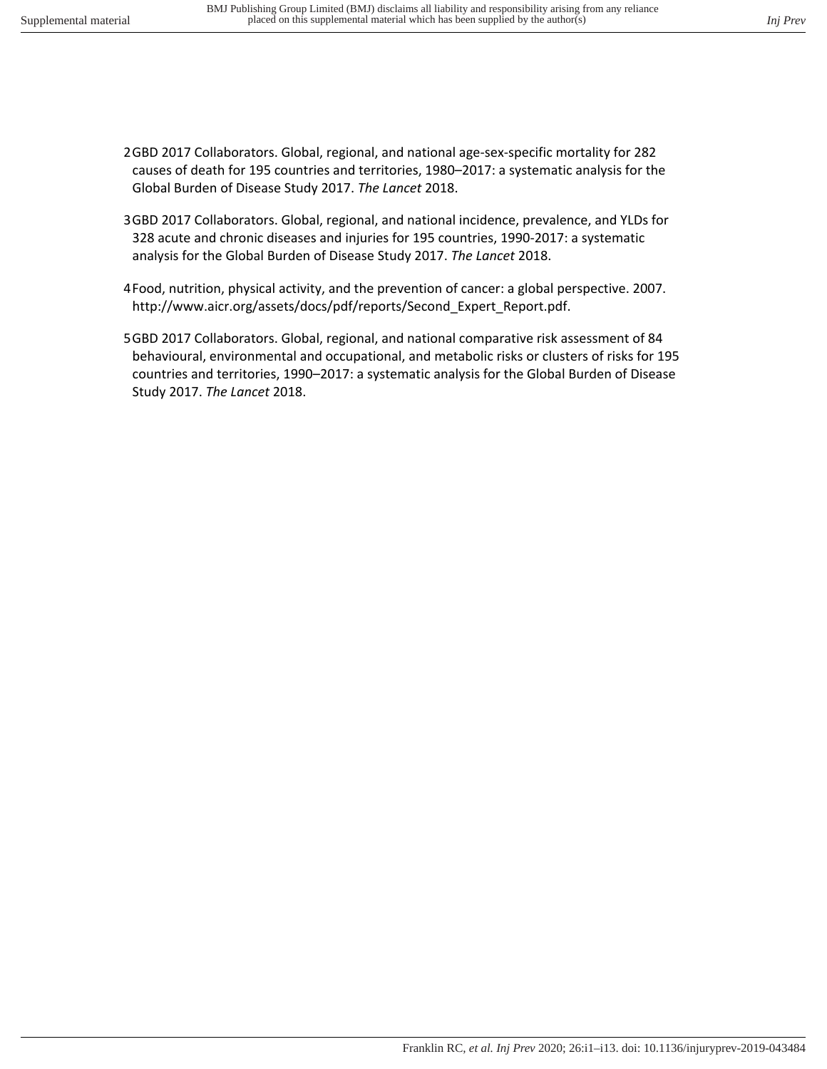2 GBD 2017 Collaborators. Global, regional, and national age-sex-specific mortality for 282 causes of death for 195 countries and territories, 1980–2017: a systematic analysis for the Global Burden of Disease Study 2017. *The Lancet* 2018.

3 GBD 2017 Collaborators. Global, regional, and national incidence, prevalence, and YLDs for 328 acute and chronic diseases and injuries for 195 countries, 1990-2017: a systematic analysis for the Global Burden of Disease Study 2017. *The Lancet* 2018.

4 Food, nutrition, physical activity, and the prevention of cancer: a global perspective. 2007. http://www.aicr.org/assets/docs/pdf/reports/Second_Expert_Report.pdf.

5 GBD 2017 Collaborators. Global, regional, and national comparative risk assessment of 84 behavioural, environmental and occupational, and metabolic risks or clusters of risks for 195 countries and territories, 1990–2017: a systematic analysis for the Global Burden of Disease Study 2017. *The Lancet* 2018.